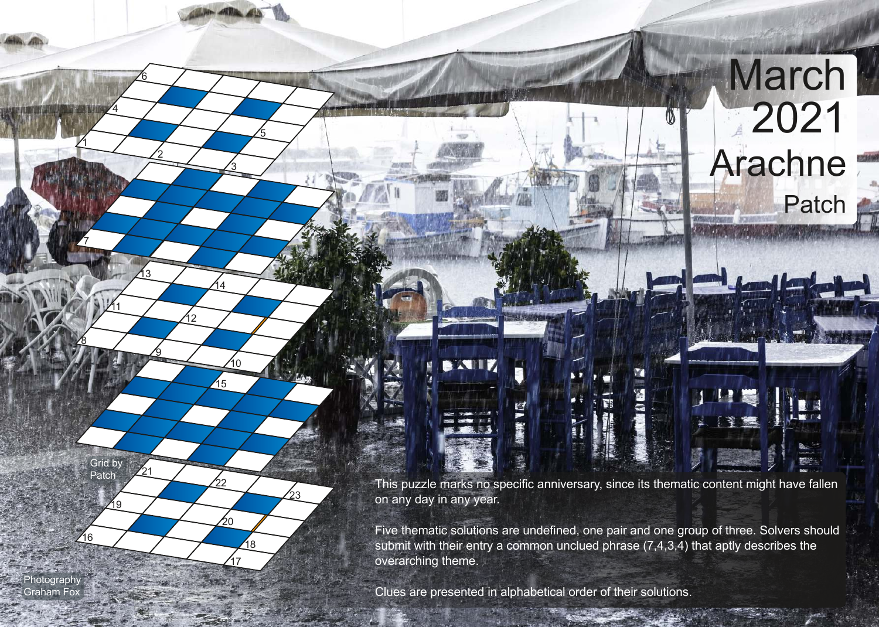# March 2021

# Arachne

## Patch

Grid by Patch

Photography Graham Fox

This puzzle marks no specific anniversary, since its thematic content might have fallen on any day in any year.

Five thematic solutions are undefined, one pair and one group of three. Solvers should submit with their entry a common unclued phrase (7,4,3,4) that aptly describes the overarching theme.

Clues are presented in alphabetical order of their solutions.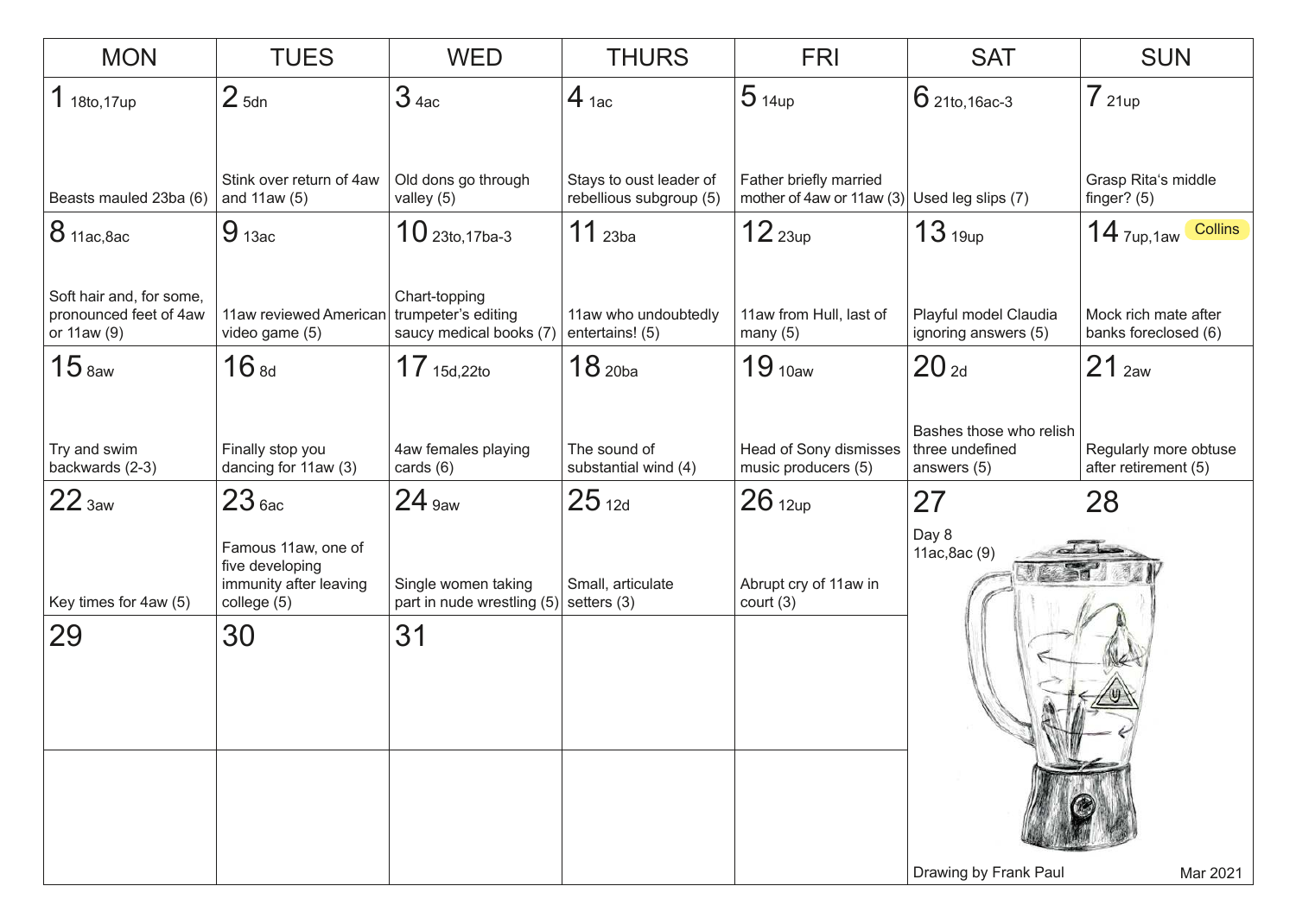| MON | TUES | WED | THURS | FRI | SAT | SUN |
|---|---|---|---|---|---|---|
| **1** 18to,17up<br>Beasts mauled 23ba (6) | **2** 5dn<br>Stink over return of 4aw and 11aw (5) | **3** 4ac<br>Old dons go through valley (5) | **4** 1ac<br>Stays to oust leader of rebellious subgroup (5) | **5** 14up<br>Father briefly married mother of 4aw or 11aw (3) | **6** 21to,16ac-3<br>Used leg slips (7) | **7** 21up<br>Grasp Rita's middle finger? (5) |
| **8** 11ac,8ac<br>Soft hair and, for some, pronounced feet of 4aw or 11aw (9) | **9** 13ac<br>11aw reviewed American video game (5) | **10** 23to,17ba-3<br>Chart-topping trumpeter's editing saucy medical books (7) | **11** 23ba<br>11aw who undoubtedly entertains! (5) | **12** 23up<br>11aw from Hull, last of many (5) | **13** 19up<br>Playful model Claudia ignoring answers (5) | **14** 7up,1aw Collins<br>Mock rich mate after banks foreclosed (6) |
| **15** 8aw<br>Try and swim backwards (2-3) | **16** 8d<br>Finally stop you dancing for 11aw (3) | **17** 15d,22to<br>4aw females playing cards (6) | **18** 20ba<br>The sound of substantial wind (4) | **19** 10aw<br>Head of Sony dismisses music producers (5) | **20** 2d<br>Bashes those who relish three undefined answers (5) | **21** 2aw<br>Regularly more obtuse after retirement (5) |
| **22** 3aw<br>Key times for 4aw (5) | **23** 6ac<br>Famous 11aw, one of five developing immunity after leaving college (5) | **24** 9aw<br>Single women taking part in nude wrestling (5) | **25** 12d<br>Small, articulate setters (3) | **26** 12up<br>Abrupt cry of 11aw in court (3) | **27**<br>Day 8<br>11ac,8ac (9) | **28** |
| **29** | **30** | **31** | | | | |

Drawing by Frank Paul

Mar 2021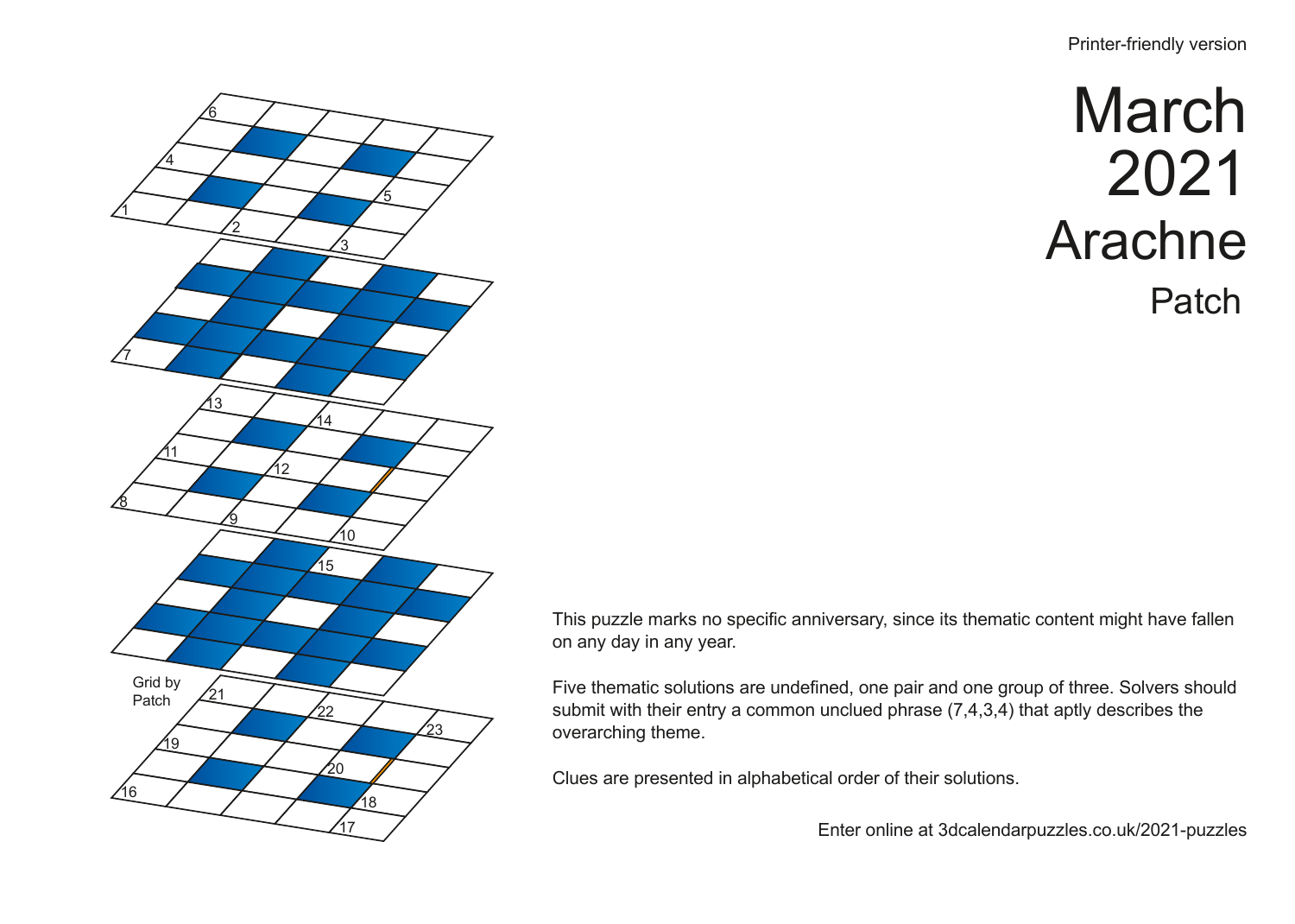Printer-friendly version

# March 2021

# Arachne

## Patch

6

4

5

1

2

3

7

13

14

11

12

8

9

10

15

Grid by Patch

21

22

23

19

20

16

18

17

This puzzle marks no specific anniversary, since its thematic content might have fallen on any day in any year.

Five thematic solutions are undefined, one pair and one group of three. Solvers should submit with their entry a common unclued phrase (7,4,3,4) that aptly describes the overarching theme.

Clues are presented in alphabetical order of their solutions.

Enter online at 3dcalendarpuzzles.co.uk/2021-puzzles